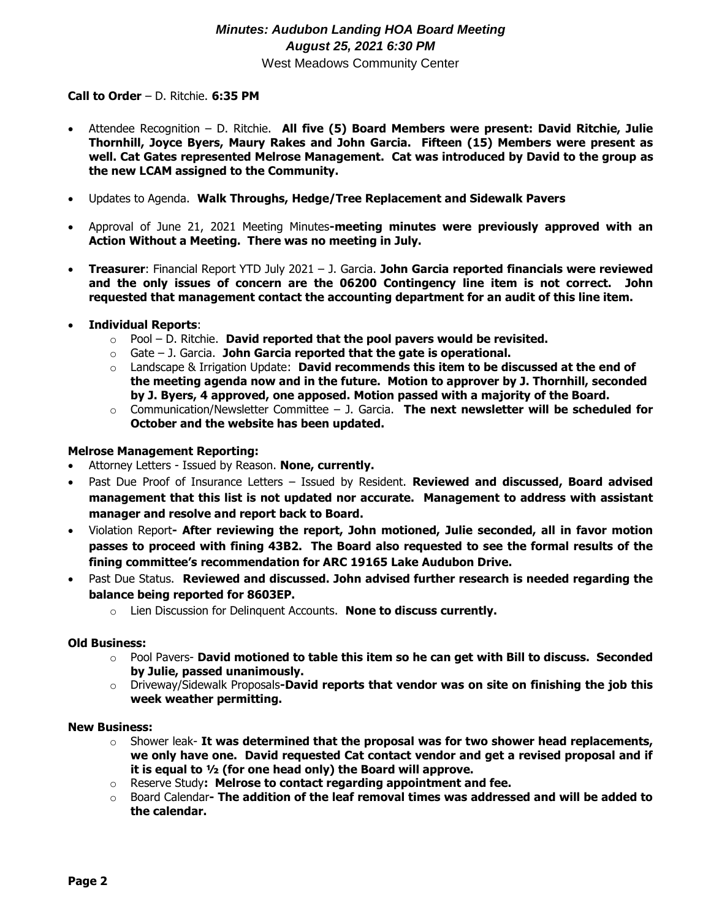# *Minutes: Audubon Landing HOA Board Meeting*
## *August 25, 2021 6:30 PM*
### West Meadows Community Center

**Call to Order** – D. Ritchie. **6:35 PM**

- Attendee Recognition – D. Ritchie. **All five (5) Board Members were present: David Ritchie, Julie Thornhill, Joyce Byers, Maury Rakes and John Garcia. Fifteen (15) Members were present as well. Cat Gates represented Melrose Management. Cat was introduced by David to the group as the new LCAM assigned to the Community.**
- Updates to Agenda. **Walk Throughs, Hedge/Tree Replacement and Sidewalk Pavers**
- Approval of June 21, 2021 Meeting Minutes**-meeting minutes were previously approved with an Action Without a Meeting. There was no meeting in July.**
- **Treasurer**: Financial Report YTD July 2021 – J. Garcia. **John Garcia reported financials were reviewed and the only issues of concern are the 06200 Contingency line item is not correct. John requested that management contact the accounting department for an audit of this line item.**
- **Individual Reports**:
  - Pool – D. Ritchie. **David reported that the pool pavers would be revisited.**
  - Gate – J. Garcia. **John Garcia reported that the gate is operational.**
  - Landscape & Irrigation Update: **David recommends this item to be discussed at the end of the meeting agenda now and in the future. Motion to approver by J. Thornhill, seconded by J. Byers, 4 approved, one apposed. Motion passed with a majority of the Board.**
  - Communication/Newsletter Committee – J. Garcia. **The next newsletter will be scheduled for October and the website has been updated.**

**Melrose Management Reporting:**

- Attorney Letters - Issued by Reason. **None, currently.**
- Past Due Proof of Insurance Letters – Issued by Resident. **Reviewed and discussed, Board advised management that this list is not updated nor accurate. Management to address with assistant manager and resolve and report back to Board.**
- Violation Report**- After reviewing the report, John motioned, Julie seconded, all in favor motion passes to proceed with fining 43B2. The Board also requested to see the formal results of the fining committee's recommendation for ARC 19165 Lake Audubon Drive.**
- Past Due Status. **Reviewed and discussed. John advised further research is needed regarding the balance being reported for 8603EP.**
  - Lien Discussion for Delinquent Accounts. **None to discuss currently.**

**Old Business:**

- Pool Pavers- **David motioned to table this item so he can get with Bill to discuss. Seconded by Julie, passed unanimously.**
- Driveway/Sidewalk Proposals**-David reports that vendor was on site on finishing the job this week weather permitting.**

**New Business:**

- Shower leak- **It was determined that the proposal was for two shower head replacements, we only have one. David requested Cat contact vendor and get a revised proposal and if it is equal to ½ (for one head only) the Board will approve.**
- Reserve Study**: Melrose to contact regarding appointment and fee.**
- Board Calendar**- The addition of the leaf removal times was addressed and will be added to the calendar.**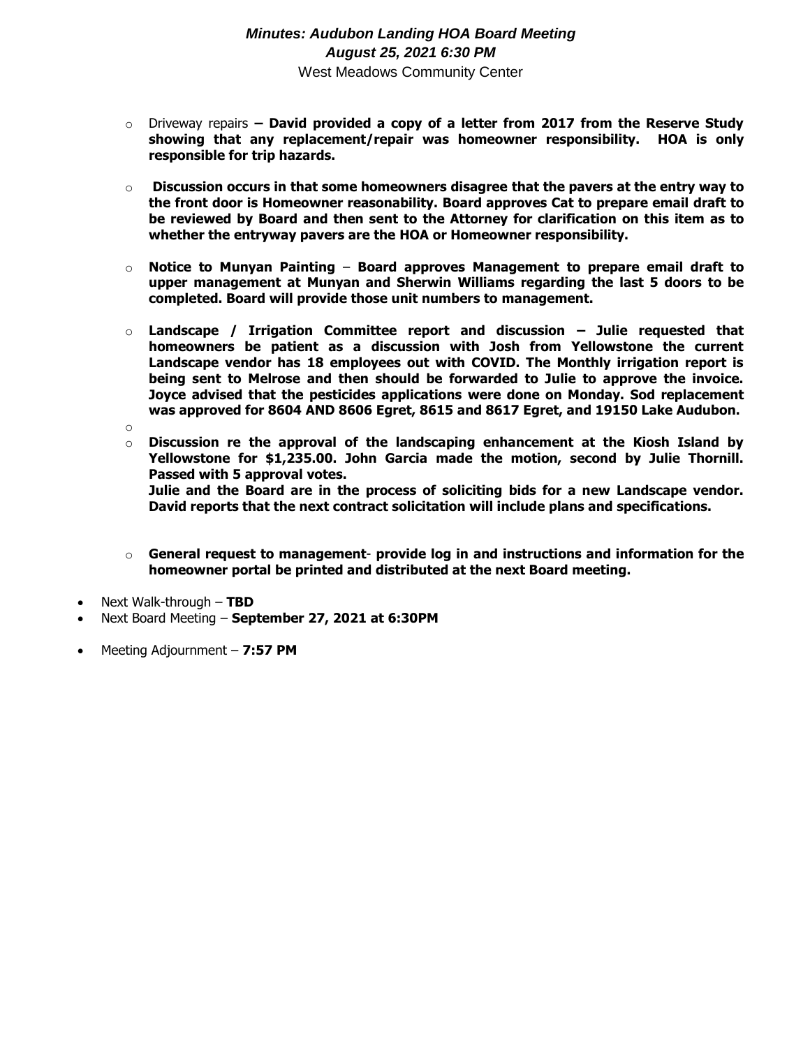*Minutes: Audubon Landing HOA Board Meeting*
*August 25, 2021 6:30 PM*
West Meadows Community Center

- Driveway repairs **– David provided a copy of a letter from 2017 from the Reserve Study showing that any replacement/repair was homeowner responsibility. HOA is only responsible for trip hazards.**
- **Discussion occurs in that some homeowners disagree that the pavers at the entry way to the front door is Homeowner reasonability. Board approves Cat to prepare email draft to be reviewed by Board and then sent to the Attorney for clarification on this item as to whether the entryway pavers are the HOA or Homeowner responsibility.**
- **Notice to Munyan Painting** – **Board approves Management to prepare email draft to upper management at Munyan and Sherwin Williams regarding the last 5 doors to be completed. Board will provide those unit numbers to management.**
- **Landscape / Irrigation Committee report and discussion – Julie requested that homeowners be patient as a discussion with Josh from Yellowstone the current Landscape vendor has 18 employees out with COVID. The Monthly irrigation report is being sent to Melrose and then should be forwarded to Julie to approve the invoice. Joyce advised that the pesticides applications were done on Monday. Sod replacement was approved for 8604 AND 8606 Egret, 8615 and 8617 Egret, and 19150 Lake Audubon.**
- 
- **Discussion re the approval of the landscaping enhancement at the Kiosh Island by Yellowstone for $1,235.00. John Garcia made the motion, second by Julie Thornill. Passed with 5 approval votes.**
  **Julie and the Board are in the process of soliciting bids for a new Landscape vendor. David reports that the next contract solicitation will include plans and specifications.**
- **General request to management**- **provide log in and instructions and information for the homeowner portal be printed and distributed at the next Board meeting.**

- Next Walk-through – **TBD**
- Next Board Meeting – **September 27, 2021 at 6:30PM**
- Meeting Adjournment – **7:57 PM**